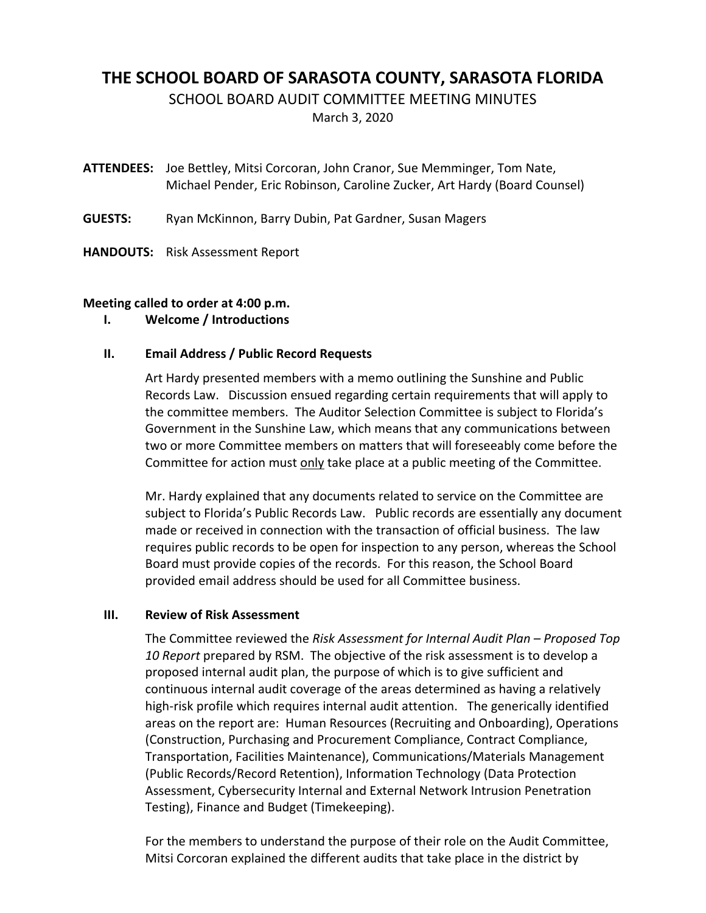# THE SCHOOL BOARD OF SARASOTA COUNTY, SARASOTA FLORIDA

## SCHOOL BOARD AUDIT COMMITTEE MEETING MINUTES

March 3, 2020

**ATTENDEES:** Joe Bettley, Mitsi Corcoran, John Cranor, Sue Memminger, Tom Nate, Michael Pender, Eric Robinson, Caroline Zucker, Art Hardy (Board Counsel)

**GUESTS:** Ryan McKinnon, Barry Dubin, Pat Gardner, Susan Magers

**HANDOUTS:** Risk Assessment Report

**Meeting called to order at 4:00 p.m.**

**I. Welcome / Introductions**

**II. Email Address / Public Record Requests**

Art Hardy presented members with a memo outlining the Sunshine and Public Records Law. Discussion ensued regarding certain requirements that will apply to the committee members. The Auditor Selection Committee is subject to Florida's Government in the Sunshine Law, which means that any communications between two or more Committee members on matters that will foreseeably come before the Committee for action must <u>only</u> take place at a public meeting of the Committee.

Mr. Hardy explained that any documents related to service on the Committee are subject to Florida's Public Records Law. Public records are essentially any document made or received in connection with the transaction of official business. The law requires public records to be open for inspection to any person, whereas the School Board must provide copies of the records. For this reason, the School Board provided email address should be used for all Committee business.

**III. Review of Risk Assessment**

The Committee reviewed the *Risk Assessment for Internal Audit Plan – Proposed Top 10 Report* prepared by RSM. The objective of the risk assessment is to develop a proposed internal audit plan, the purpose of which is to give sufficient and continuous internal audit coverage of the areas determined as having a relatively high-risk profile which requires internal audit attention. The generically identified areas on the report are: Human Resources (Recruiting and Onboarding), Operations (Construction, Purchasing and Procurement Compliance, Contract Compliance, Transportation, Facilities Maintenance), Communications/Materials Management (Public Records/Record Retention), Information Technology (Data Protection Assessment, Cybersecurity Internal and External Network Intrusion Penetration Testing), Finance and Budget (Timekeeping).

For the members to understand the purpose of their role on the Audit Committee, Mitsi Corcoran explained the different audits that take place in the district by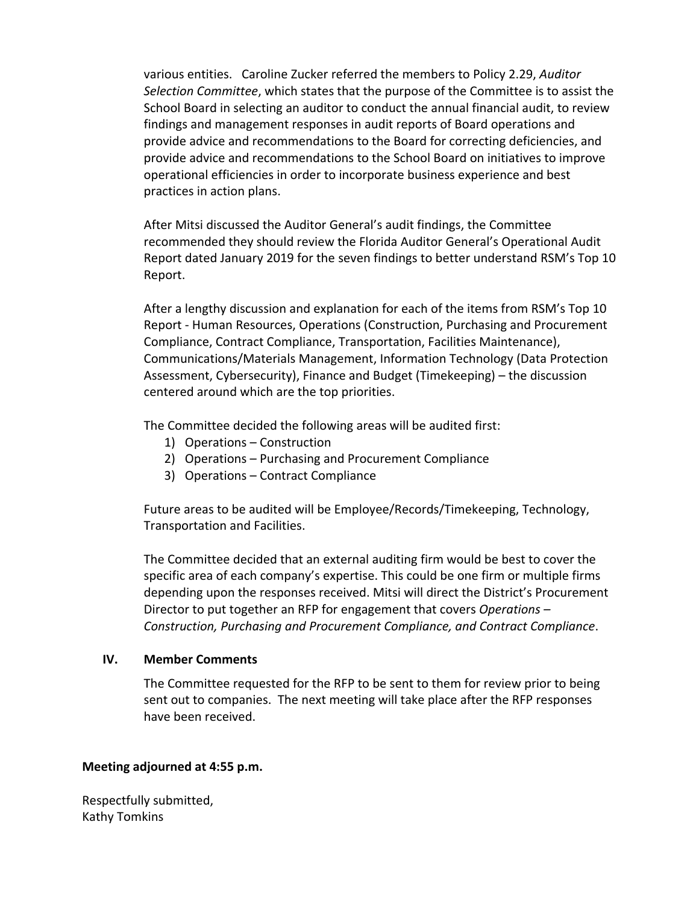various entities. Caroline Zucker referred the members to Policy 2.29, *Auditor Selection Committee*, which states that the purpose of the Committee is to assist the School Board in selecting an auditor to conduct the annual financial audit, to review findings and management responses in audit reports of Board operations and provide advice and recommendations to the Board for correcting deficiencies, and provide advice and recommendations to the School Board on initiatives to improve operational efficiencies in order to incorporate business experience and best practices in action plans.

After Mitsi discussed the Auditor General's audit findings, the Committee recommended they should review the Florida Auditor General's Operational Audit Report dated January 2019 for the seven findings to better understand RSM's Top 10 Report.

After a lengthy discussion and explanation for each of the items from RSM's Top 10 Report - Human Resources, Operations (Construction, Purchasing and Procurement Compliance, Contract Compliance, Transportation, Facilities Maintenance), Communications/Materials Management, Information Technology (Data Protection Assessment, Cybersecurity), Finance and Budget (Timekeeping) – the discussion centered around which are the top priorities.

The Committee decided the following areas will be audited first:

1) Operations – Construction
2) Operations – Purchasing and Procurement Compliance
3) Operations – Contract Compliance

Future areas to be audited will be Employee/Records/Timekeeping, Technology, Transportation and Facilities.

The Committee decided that an external auditing firm would be best to cover the specific area of each company's expertise. This could be one firm or multiple firms depending upon the responses received. Mitsi will direct the District's Procurement Director to put together an RFP for engagement that covers *Operations – Construction, Purchasing and Procurement Compliance, and Contract Compliance*.

## IV. Member Comments

The Committee requested for the RFP to be sent to them for review prior to being sent out to companies. The next meeting will take place after the RFP responses have been received.

**Meeting adjourned at 4:55 p.m.**

Respectfully submitted,
Kathy Tomkins